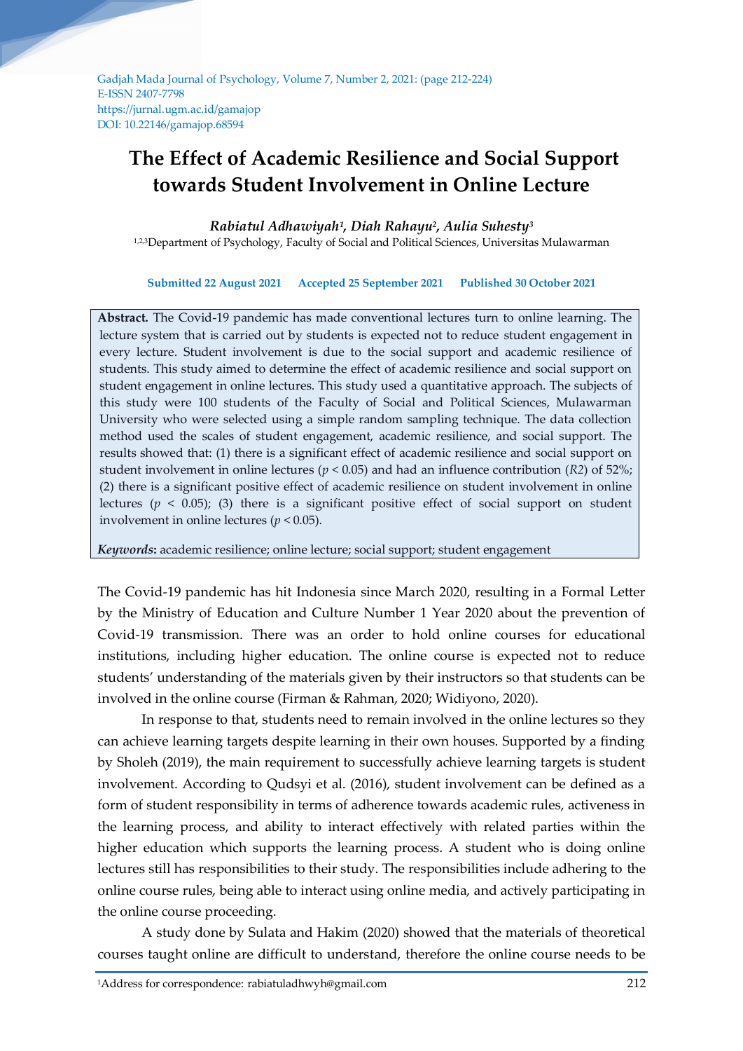Gadjah Mada Journal of Psychology, Volume 7, Number 2, 2021: (page 212-224)
E-ISSN 2407-7798
https://jurnal.ugm.ac.id/gamajop
DOI: 10.22146/gamajop.68594

# The Effect of Academic Resilience and Social Support towards Student Involvement in Online Lecture

***Rabiatul Adhawiyah[1], Diah Rahayu[2], Aulia Suhesty[3]***

[1,2,3]Department of Psychology, Faculty of Social and Political Sciences, Universitas Mulawarman

**Submitted 22 August 2021 Accepted 25 September 2021 Published 30 October 2021**

**Abstract.** The Covid-19 pandemic has made conventional lectures turn to online learning. The lecture system that is carried out by students is expected not to reduce student engagement in every lecture. Student involvement is due to the social support and academic resilience of students. This study aimed to determine the effect of academic resilience and social support on student engagement in online lectures. This study used a quantitative approach. The subjects of this study were 100 students of the Faculty of Social and Political Sciences, Mulawarman University who were selected using a simple random sampling technique. The data collection method used the scales of student engagement, academic resilience, and social support. The results showed that: (1) there is a significant effect of academic resilience and social support on student involvement in online lectures ($p < 0.05$) and had an influence contribution ($R2$) of 52%; (2) there is a significant positive effect of academic resilience on student involvement in online lectures ($p < 0.05$); (3) there is a significant positive effect of social support on student involvement in online lectures ($p < 0.05$).

***Keywords*:** academic resilience; online lecture; social support; student engagement

The Covid-19 pandemic has hit Indonesia since March 2020, resulting in a Formal Letter by the Ministry of Education and Culture Number 1 Year 2020 about the prevention of Covid-19 transmission. There was an order to hold online courses for educational institutions, including higher education. The online course is expected not to reduce students' understanding of the materials given by their instructors so that students can be involved in the online course (Firman & Rahman, 2020; Widiyono, 2020).

In response to that, students need to remain involved in the online lectures so they can achieve learning targets despite learning in their own houses. Supported by a finding by Sholeh (2019), the main requirement to successfully achieve learning targets is student involvement. According to Qudsyi et al. (2016), student involvement can be defined as a form of student responsibility in terms of adherence towards academic rules, activeness in the learning process, and ability to interact effectively with related parties within the higher education which supports the learning process. A student who is doing online lectures still has responsibilities to their study. The responsibilities include adhering to the online course rules, being able to interact using online media, and actively participating in the online course proceeding.

A study done by Sulata and Hakim (2020) showed that the materials of theoretical courses taught online are difficult to understand, therefore the online course needs to be

[1]Address for correspondence: rabiatuladhwyh@gmail.com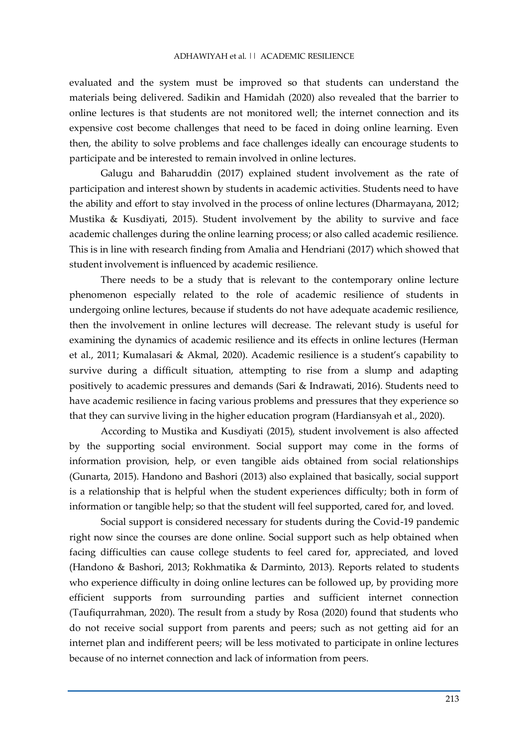evaluated and the system must be improved so that students can understand the materials being delivered. Sadikin and Hamidah (2020) also revealed that the barrier to online lectures is that students are not monitored well; the internet connection and its expensive cost become challenges that need to be faced in doing online learning. Even then, the ability to solve problems and face challenges ideally can encourage students to participate and be interested to remain involved in online lectures.

Galugu and Baharuddin (2017) explained student involvement as the rate of participation and interest shown by students in academic activities. Students need to have the ability and effort to stay involved in the process of online lectures (Dharmayana, 2012; Mustika & Kusdiyati, 2015). Student involvement by the ability to survive and face academic challenges during the online learning process; or also called academic resilience. This is in line with research finding from Amalia and Hendriani (2017) which showed that student involvement is influenced by academic resilience.

There needs to be a study that is relevant to the contemporary online lecture phenomenon especially related to the role of academic resilience of students in undergoing online lectures, because if students do not have adequate academic resilience, then the involvement in online lectures will decrease. The relevant study is useful for examining the dynamics of academic resilience and its effects in online lectures (Herman et al., 2011; Kumalasari & Akmal, 2020). Academic resilience is a student's capability to survive during a difficult situation, attempting to rise from a slump and adapting positively to academic pressures and demands (Sari & Indrawati, 2016). Students need to have academic resilience in facing various problems and pressures that they experience so that they can survive living in the higher education program (Hardiansyah et al., 2020).

According to Mustika and Kusdiyati (2015), student involvement is also affected by the supporting social environment. Social support may come in the forms of information provision, help, or even tangible aids obtained from social relationships (Gunarta, 2015). Handono and Bashori (2013) also explained that basically, social support is a relationship that is helpful when the student experiences difficulty; both in form of information or tangible help; so that the student will feel supported, cared for, and loved.

Social support is considered necessary for students during the Covid-19 pandemic right now since the courses are done online. Social support such as help obtained when facing difficulties can cause college students to feel cared for, appreciated, and loved (Handono & Bashori, 2013; Rokhmatika & Darminto, 2013). Reports related to students who experience difficulty in doing online lectures can be followed up, by providing more efficient supports from surrounding parties and sufficient internet connection (Taufiqurrahman, 2020). The result from a study by Rosa (2020) found that students who do not receive social support from parents and peers; such as not getting aid for an internet plan and indifferent peers; will be less motivated to participate in online lectures because of no internet connection and lack of information from peers.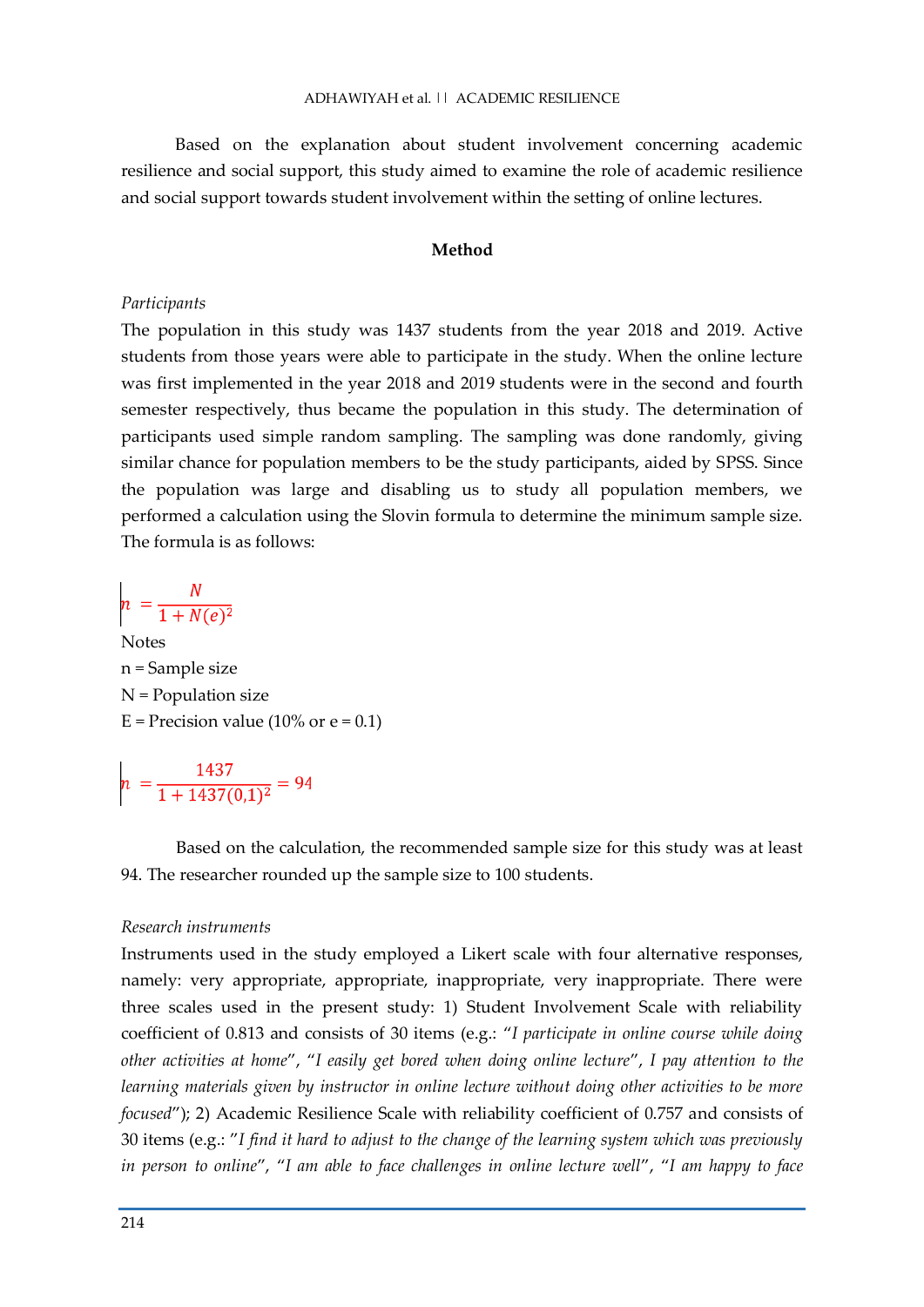Based on the explanation about student involvement concerning academic resilience and social support, this study aimed to examine the role of academic resilience and social support towards student involvement within the setting of online lectures.

## Method

*Participants*

The population in this study was 1437 students from the year 2018 and 2019. Active students from those years were able to participate in the study. When the online lecture was first implemented in the year 2018 and 2019 students were in the second and fourth semester respectively, thus became the population in this study. The determination of participants used simple random sampling. The sampling was done randomly, giving similar chance for population members to be the study participants, aided by SPSS. Since the population was large and disabling us to study all population members, we performed a calculation using the Slovin formula to determine the minimum sample size. The formula is as follows:

$$n = \frac{N}{1 + N(e)^2}$$

Notes

n = Sample size

N = Population size

E = Precision value (10% or e = 0.1)

$$n = \frac{1437}{1 + 1437(0{,}1)^2} = 94$$

Based on the calculation, the recommended sample size for this study was at least 94. The researcher rounded up the sample size to 100 students.

*Research instruments*

Instruments used in the study employed a Likert scale with four alternative responses, namely: very appropriate, appropriate, inappropriate, very inappropriate. There were three scales used in the present study: 1) Student Involvement Scale with reliability coefficient of 0.813 and consists of 30 items (e.g.: "*I participate in online course while doing other activities at home*", "*I easily get bored when doing online lecture*", *I pay attention to the learning materials given by instructor in online lecture without doing other activities to be more focused*"); 2) Academic Resilience Scale with reliability coefficient of 0.757 and consists of 30 items (e.g.: "*I find it hard to adjust to the change of the learning system which was previously in person to online*", "*I am able to face challenges in online lecture well*", "*I am happy to face*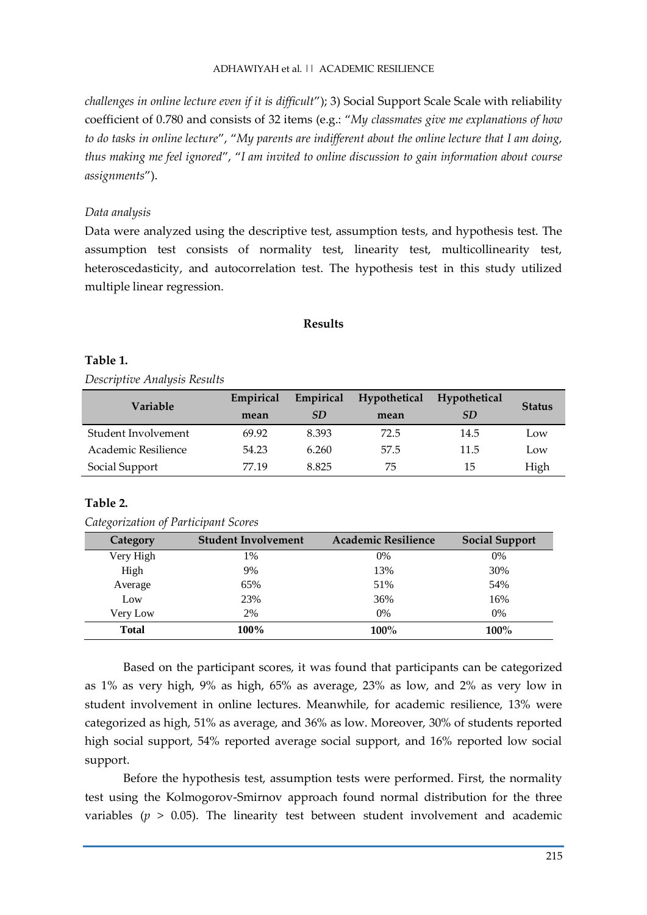*challenges in online lecture even if it is difficult*"); 3) Social Support Scale Scale with reliability coefficient of 0.780 and consists of 32 items (e.g.: "*My classmates give me explanations of how to do tasks in online lecture*", "*My parents are indifferent about the online lecture that I am doing, thus making me feel ignored*", "*I am invited to online discussion to gain information about course assignments*").

*Data analysis*

Data were analyzed using the descriptive test, assumption tests, and hypothesis test. The assumption test consists of normality test, linearity test, multicollinearity test, heteroscedasticity, and autocorrelation test. The hypothesis test in this study utilized multiple linear regression.

## Results

**Table 1.**

*Descriptive Analysis Results*

| Variable | Empirical mean | Empirical *SD* | Hypothetical mean | Hypothetical *SD* | Status |
|---|---|---|---|---|---|
| Student Involvement | 69.92 | 8.393 | 72.5 | 14.5 | Low |
| Academic Resilience | 54.23 | 6.260 | 57.5 | 11.5 | Low |
| Social Support | 77.19 | 8.825 | 75 | 15 | High |

**Table 2.**

*Categorization of Participant Scores*

| Category | Student Involvement | Academic Resilience | Social Support |
|---|---|---|---|
| Very High | 1% | 0% | 0% |
| High | 9% | 13% | 30% |
| Average | 65% | 51% | 54% |
| Low | 23% | 36% | 16% |
| Very Low | 2% | 0% | 0% |
| **Total** | **100%** | **100%** | **100%** |

Based on the participant scores, it was found that participants can be categorized as 1% as very high, 9% as high, 65% as average, 23% as low, and 2% as very low in student involvement in online lectures. Meanwhile, for academic resilience, 13% were categorized as high, 51% as average, and 36% as low. Moreover, 30% of students reported high social support, 54% reported average social support, and 16% reported low social support.

Before the hypothesis test, assumption tests were performed. First, the normality test using the Kolmogorov-Smirnov approach found normal distribution for the three variables ($p > 0.05$). The linearity test between student involvement and academic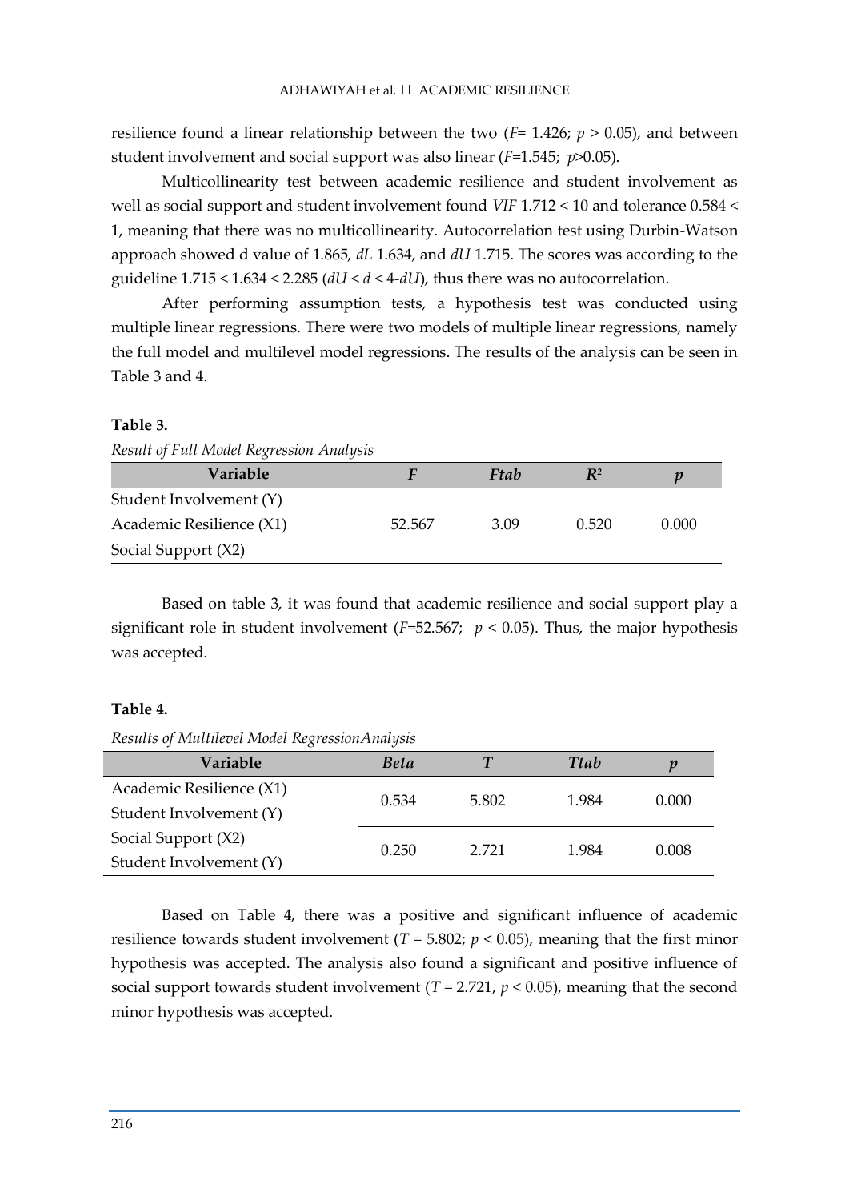resilience found a linear relationship between the two ($F = 1.426$; $p > 0.05$), and between student involvement and social support was also linear ($F = 1.545$; $p > 0.05$).

Multicollinearity test between academic resilience and student involvement as well as social support and student involvement found *VIF* 1.712 < 10 and tolerance 0.584 < 1, meaning that there was no multicollinearity. Autocorrelation test using Durbin-Watson approach showed d value of 1.865, *dL* 1.634, and *dU* 1.715. The scores was according to the guideline 1.715 < 1.634 < 2.285 ($dU < d < 4\text{-}dU$), thus there was no autocorrelation.

After performing assumption tests, a hypothesis test was conducted using multiple linear regressions. There were two models of multiple linear regressions, namely the full model and multilevel model regressions. The results of the analysis can be seen in Table 3 and 4.

**Table 3.**

*Result of Full Model Regression Analysis*

| Variable | *F* | *Ftab* | $R^2$ | *p* |
|---|---|---|---|---|
| Student Involvement (Y) | | | | |
| Academic Resilience (X1) | 52.567 | 3.09 | 0.520 | 0.000 |
| Social Support (X2) | | | | |

Based on table 3, it was found that academic resilience and social support play a significant role in student involvement ($F = 52.567$; $p < 0.05$). Thus, the major hypothesis was accepted.

**Table 4.**

*Results of Multilevel Model RegressionAnalysis*

| Variable | *Beta* | *T* | *Ttab* | *p* |
|---|---|---|---|---|
| Academic Resilience (X1) Student Involvement (Y) | 0.534 | 5.802 | 1.984 | 0.000 |
| Social Support (X2) Student Involvement (Y) | 0.250 | 2.721 | 1.984 | 0.008 |

Based on Table 4, there was a positive and significant influence of academic resilience towards student involvement ($T = 5.802$; $p < 0.05$), meaning that the first minor hypothesis was accepted. The analysis also found a significant and positive influence of social support towards student involvement ($T = 2.721$, $p < 0.05$), meaning that the second minor hypothesis was accepted.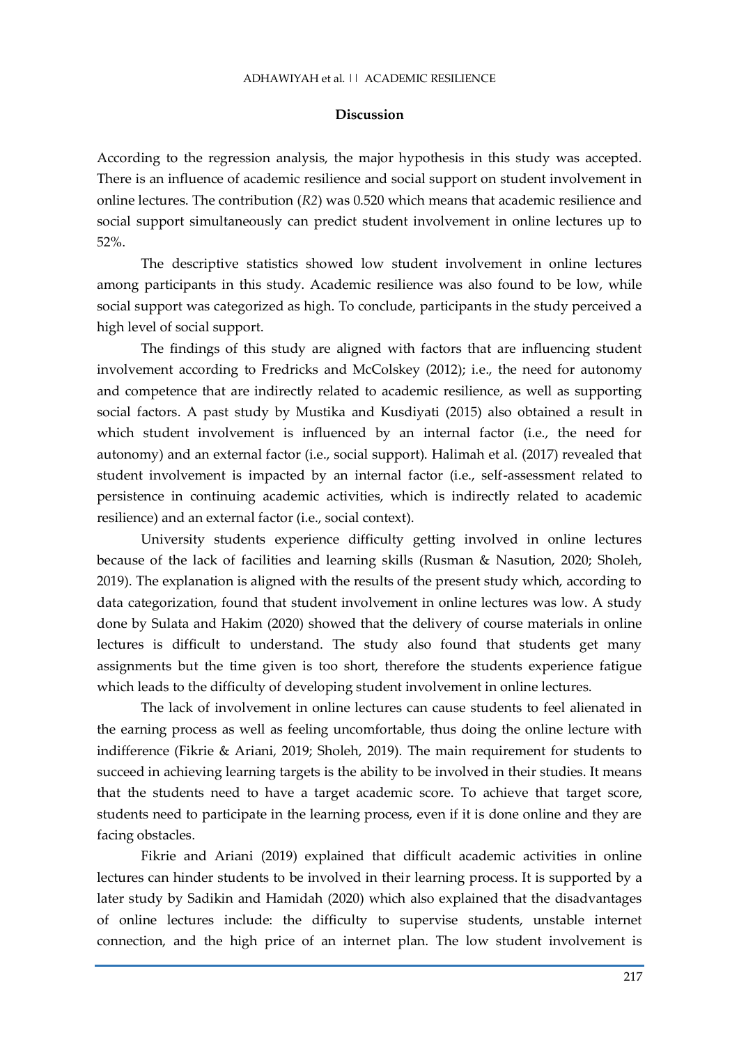## Discussion

According to the regression analysis, the major hypothesis in this study was accepted. There is an influence of academic resilience and social support on student involvement in online lectures. The contribution (*R2*) was 0.520 which means that academic resilience and social support simultaneously can predict student involvement in online lectures up to 52%.

The descriptive statistics showed low student involvement in online lectures among participants in this study. Academic resilience was also found to be low, while social support was categorized as high. To conclude, participants in the study perceived a high level of social support.

The findings of this study are aligned with factors that are influencing student involvement according to Fredricks and McColskey (2012); i.e., the need for autonomy and competence that are indirectly related to academic resilience, as well as supporting social factors. A past study by Mustika and Kusdiyati (2015) also obtained a result in which student involvement is influenced by an internal factor (i.e., the need for autonomy) and an external factor (i.e., social support). Halimah et al. (2017) revealed that student involvement is impacted by an internal factor (i.e., self-assessment related to persistence in continuing academic activities, which is indirectly related to academic resilience) and an external factor (i.e., social context).

University students experience difficulty getting involved in online lectures because of the lack of facilities and learning skills (Rusman & Nasution, 2020; Sholeh, 2019). The explanation is aligned with the results of the present study which, according to data categorization, found that student involvement in online lectures was low. A study done by Sulata and Hakim (2020) showed that the delivery of course materials in online lectures is difficult to understand. The study also found that students get many assignments but the time given is too short, therefore the students experience fatigue which leads to the difficulty of developing student involvement in online lectures.

The lack of involvement in online lectures can cause students to feel alienated in the earning process as well as feeling uncomfortable, thus doing the online lecture with indifference (Fikrie & Ariani, 2019; Sholeh, 2019). The main requirement for students to succeed in achieving learning targets is the ability to be involved in their studies. It means that the students need to have a target academic score. To achieve that target score, students need to participate in the learning process, even if it is done online and they are facing obstacles.

Fikrie and Ariani (2019) explained that difficult academic activities in online lectures can hinder students to be involved in their learning process. It is supported by a later study by Sadikin and Hamidah (2020) which also explained that the disadvantages of online lectures include: the difficulty to supervise students, unstable internet connection, and the high price of an internet plan. The low student involvement is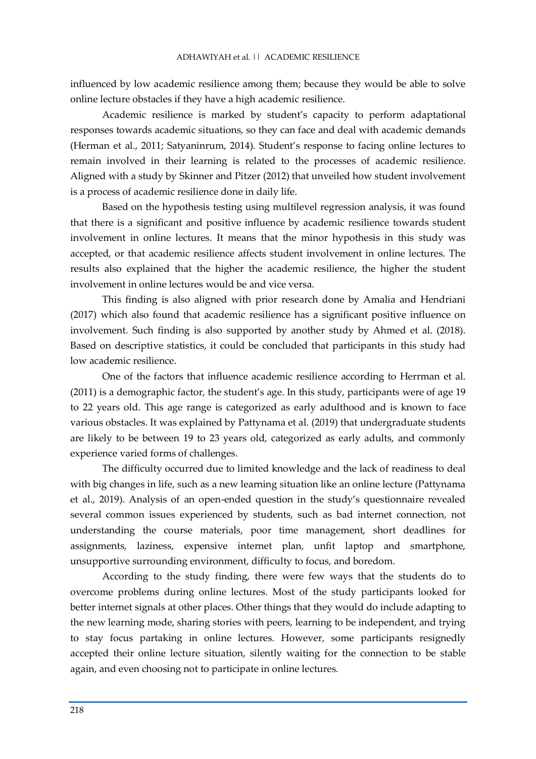influenced by low academic resilience among them; because they would be able to solve online lecture obstacles if they have a high academic resilience.

Academic resilience is marked by student's capacity to perform adaptational responses towards academic situations, so they can face and deal with academic demands (Herman et al., 2011; Satyaninrum, 2014). Student's response to facing online lectures to remain involved in their learning is related to the processes of academic resilience. Aligned with a study by Skinner and Pitzer (2012) that unveiled how student involvement is a process of academic resilience done in daily life.

Based on the hypothesis testing using multilevel regression analysis, it was found that there is a significant and positive influence by academic resilience towards student involvement in online lectures. It means that the minor hypothesis in this study was accepted, or that academic resilience affects student involvement in online lectures. The results also explained that the higher the academic resilience, the higher the student involvement in online lectures would be and vice versa.

This finding is also aligned with prior research done by Amalia and Hendriani (2017) which also found that academic resilience has a significant positive influence on involvement. Such finding is also supported by another study by Ahmed et al. (2018). Based on descriptive statistics, it could be concluded that participants in this study had low academic resilience.

One of the factors that influence academic resilience according to Herrman et al. (2011) is a demographic factor, the student's age. In this study, participants were of age 19 to 22 years old. This age range is categorized as early adulthood and is known to face various obstacles. It was explained by Pattynama et al. (2019) that undergraduate students are likely to be between 19 to 23 years old, categorized as early adults, and commonly experience varied forms of challenges.

The difficulty occurred due to limited knowledge and the lack of readiness to deal with big changes in life, such as a new learning situation like an online lecture (Pattynama et al., 2019). Analysis of an open-ended question in the study's questionnaire revealed several common issues experienced by students, such as bad internet connection, not understanding the course materials, poor time management, short deadlines for assignments, laziness, expensive internet plan, unfit laptop and smartphone, unsupportive surrounding environment, difficulty to focus, and boredom.

According to the study finding, there were few ways that the students do to overcome problems during online lectures. Most of the study participants looked for better internet signals at other places. Other things that they would do include adapting to the new learning mode, sharing stories with peers, learning to be independent, and trying to stay focus partaking in online lectures. However, some participants resignedly accepted their online lecture situation, silently waiting for the connection to be stable again, and even choosing not to participate in online lectures.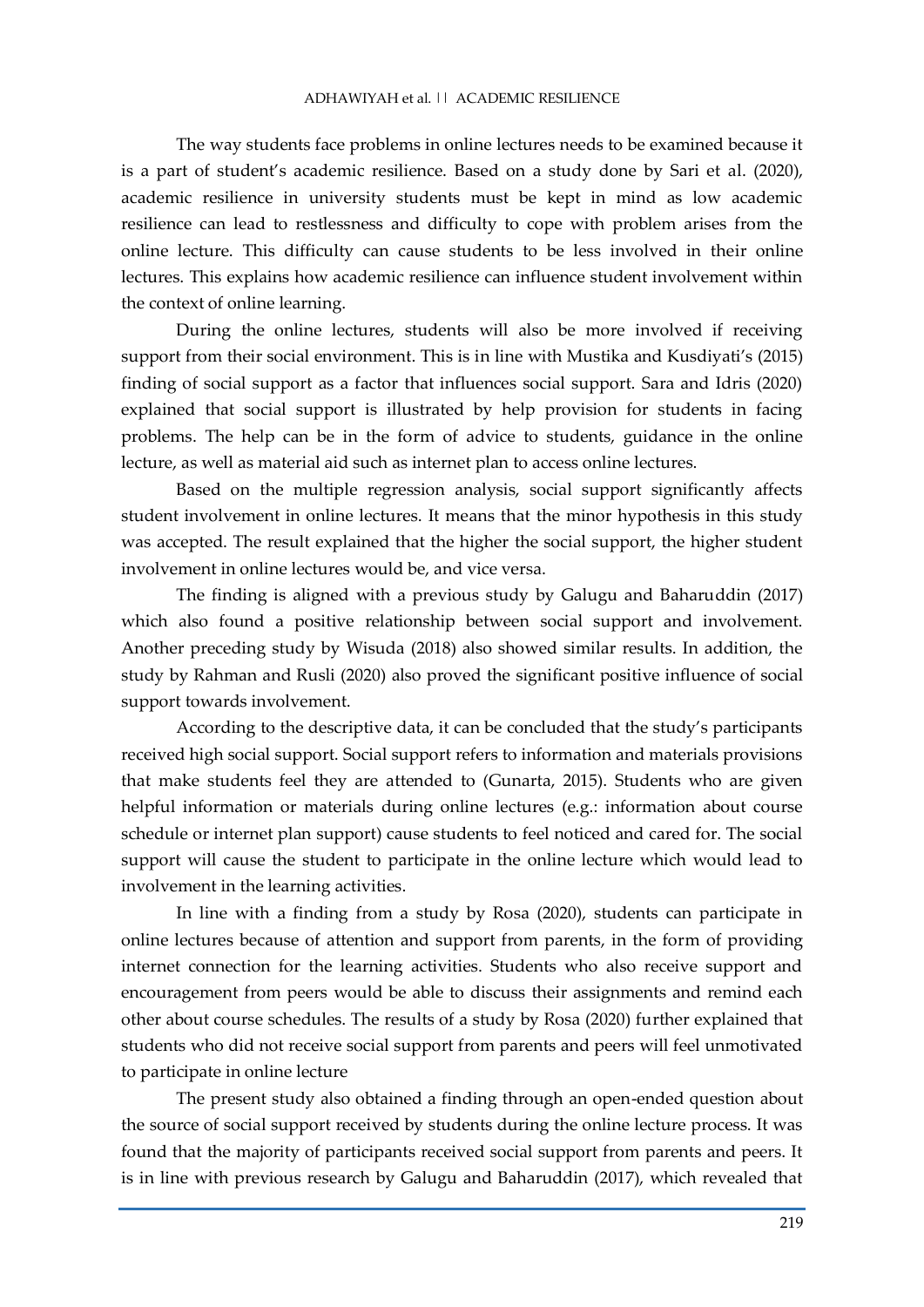The way students face problems in online lectures needs to be examined because it is a part of student's academic resilience. Based on a study done by Sari et al. (2020), academic resilience in university students must be kept in mind as low academic resilience can lead to restlessness and difficulty to cope with problem arises from the online lecture. This difficulty can cause students to be less involved in their online lectures. This explains how academic resilience can influence student involvement within the context of online learning.

During the online lectures, students will also be more involved if receiving support from their social environment. This is in line with Mustika and Kusdiyati's (2015) finding of social support as a factor that influences social support. Sara and Idris (2020) explained that social support is illustrated by help provision for students in facing problems. The help can be in the form of advice to students, guidance in the online lecture, as well as material aid such as internet plan to access online lectures.

Based on the multiple regression analysis, social support significantly affects student involvement in online lectures. It means that the minor hypothesis in this study was accepted. The result explained that the higher the social support, the higher student involvement in online lectures would be, and vice versa.

The finding is aligned with a previous study by Galugu and Baharuddin (2017) which also found a positive relationship between social support and involvement. Another preceding study by Wisuda (2018) also showed similar results. In addition, the study by Rahman and Rusli (2020) also proved the significant positive influence of social support towards involvement.

According to the descriptive data, it can be concluded that the study's participants received high social support. Social support refers to information and materials provisions that make students feel they are attended to (Gunarta, 2015). Students who are given helpful information or materials during online lectures (e.g.: information about course schedule or internet plan support) cause students to feel noticed and cared for. The social support will cause the student to participate in the online lecture which would lead to involvement in the learning activities.

In line with a finding from a study by Rosa (2020), students can participate in online lectures because of attention and support from parents, in the form of providing internet connection for the learning activities. Students who also receive support and encouragement from peers would be able to discuss their assignments and remind each other about course schedules. The results of a study by Rosa (2020) further explained that students who did not receive social support from parents and peers will feel unmotivated to participate in online lecture

The present study also obtained a finding through an open-ended question about the source of social support received by students during the online lecture process. It was found that the majority of participants received social support from parents and peers. It is in line with previous research by Galugu and Baharuddin (2017), which revealed that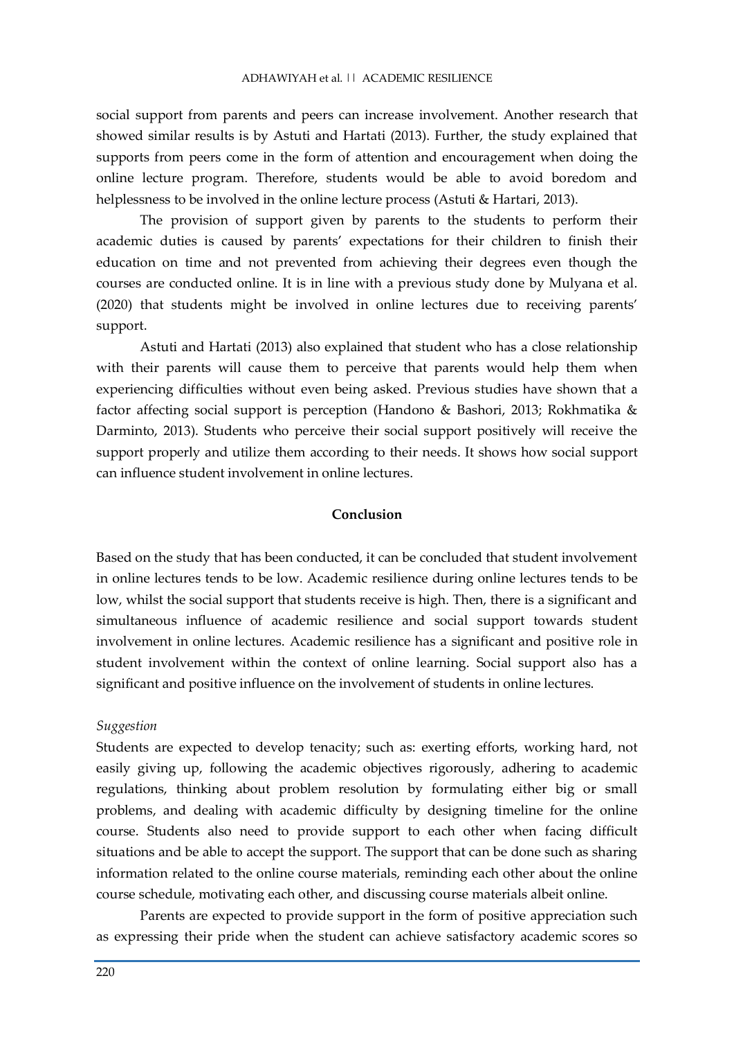social support from parents and peers can increase involvement. Another research that showed similar results is by Astuti and Hartati (2013). Further, the study explained that supports from peers come in the form of attention and encouragement when doing the online lecture program. Therefore, students would be able to avoid boredom and helplessness to be involved in the online lecture process (Astuti & Hartari, 2013).

The provision of support given by parents to the students to perform their academic duties is caused by parents' expectations for their children to finish their education on time and not prevented from achieving their degrees even though the courses are conducted online. It is in line with a previous study done by Mulyana et al. (2020) that students might be involved in online lectures due to receiving parents' support.

Astuti and Hartati (2013) also explained that student who has a close relationship with their parents will cause them to perceive that parents would help them when experiencing difficulties without even being asked. Previous studies have shown that a factor affecting social support is perception (Handono & Bashori, 2013; Rokhmatika & Darminto, 2013). Students who perceive their social support positively will receive the support properly and utilize them according to their needs. It shows how social support can influence student involvement in online lectures.

## Conclusion

Based on the study that has been conducted, it can be concluded that student involvement in online lectures tends to be low. Academic resilience during online lectures tends to be low, whilst the social support that students receive is high. Then, there is a significant and simultaneous influence of academic resilience and social support towards student involvement in online lectures. Academic resilience has a significant and positive role in student involvement within the context of online learning. Social support also has a significant and positive influence on the involvement of students in online lectures.

### *Suggestion*

Students are expected to develop tenacity; such as: exerting efforts, working hard, not easily giving up, following the academic objectives rigorously, adhering to academic regulations, thinking about problem resolution by formulating either big or small problems, and dealing with academic difficulty by designing timeline for the online course. Students also need to provide support to each other when facing difficult situations and be able to accept the support. The support that can be done such as sharing information related to the online course materials, reminding each other about the online course schedule, motivating each other, and discussing course materials albeit online.

Parents are expected to provide support in the form of positive appreciation such as expressing their pride when the student can achieve satisfactory academic scores so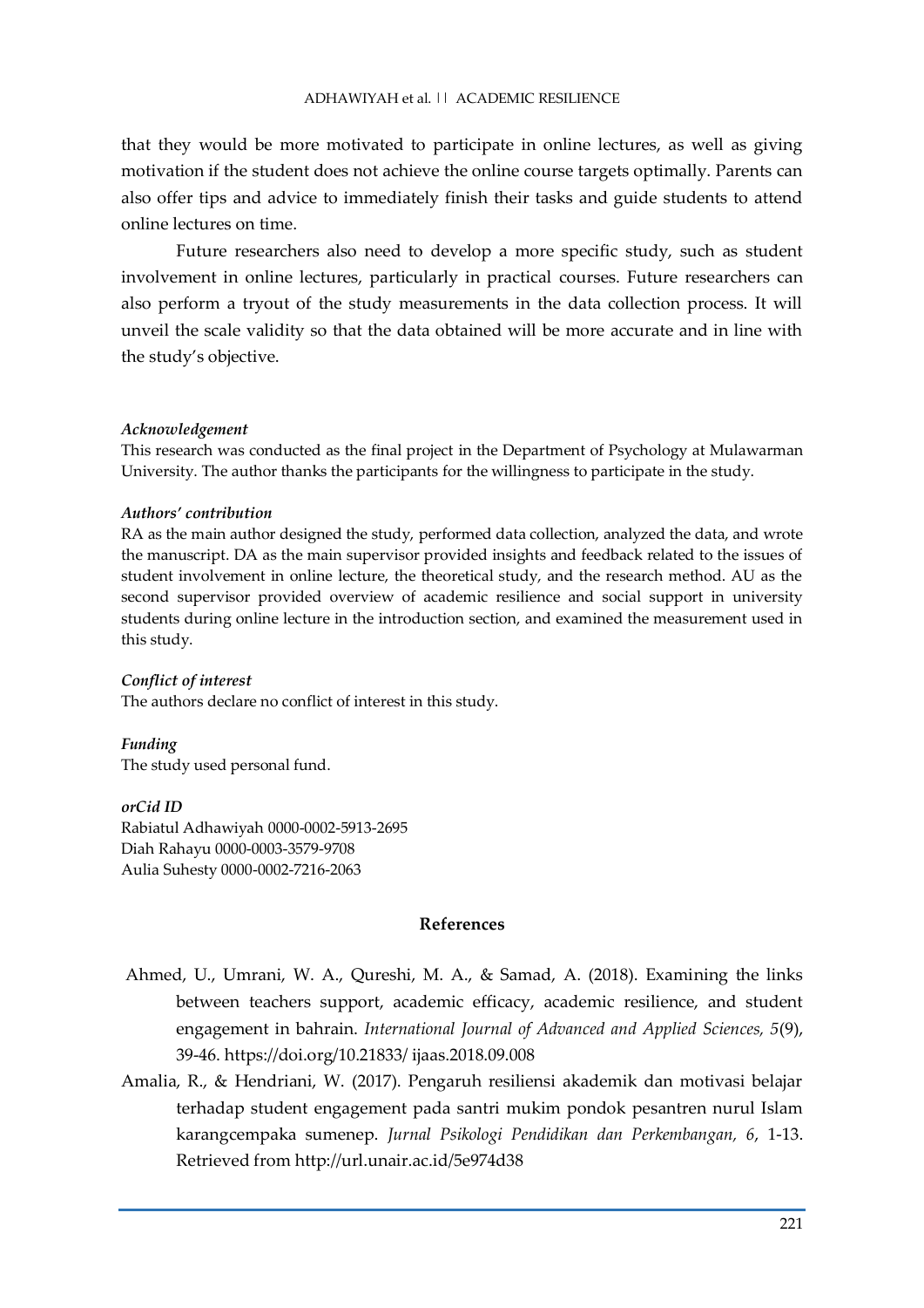that they would be more motivated to participate in online lectures, as well as giving motivation if the student does not achieve the online course targets optimally. Parents can also offer tips and advice to immediately finish their tasks and guide students to attend online lectures on time.

Future researchers also need to develop a more specific study, such as student involvement in online lectures, particularly in practical courses. Future researchers can also perform a tryout of the study measurements in the data collection process. It will unveil the scale validity so that the data obtained will be more accurate and in line with the study's objective.

***Acknowledgement***

This research was conducted as the final project in the Department of Psychology at Mulawarman University. The author thanks the participants for the willingness to participate in the study.

***Authors' contribution***

RA as the main author designed the study, performed data collection, analyzed the data, and wrote the manuscript. DA as the main supervisor provided insights and feedback related to the issues of student involvement in online lecture, the theoretical study, and the research method. AU as the second supervisor provided overview of academic resilience and social support in university students during online lecture in the introduction section, and examined the measurement used in this study.

***Conflict of interest***

The authors declare no conflict of interest in this study.

***Funding***

The study used personal fund.

***orCid ID***

Rabiatul Adhawiyah 0000-0002-5913-2695
Diah Rahayu 0000-0003-3579-9708
Aulia Suhesty 0000-0002-7216-2063

## References

Ahmed, U., Umrani, W. A., Qureshi, M. A., & Samad, A. (2018). Examining the links between teachers support, academic efficacy, academic resilience, and student engagement in bahrain. *International Journal of Advanced and Applied Sciences, 5*(9), 39-46. https://doi.org/10.21833/ ijaas.2018.09.008

Amalia, R., & Hendriani, W. (2017). Pengaruh resiliensi akademik dan motivasi belajar terhadap student engagement pada santri mukim pondok pesantren nurul Islam karangcempaka sumenep. *Jurnal Psikologi Pendidikan dan Perkembangan, 6*, 1-13. Retrieved from http://url.unair.ac.id/5e974d38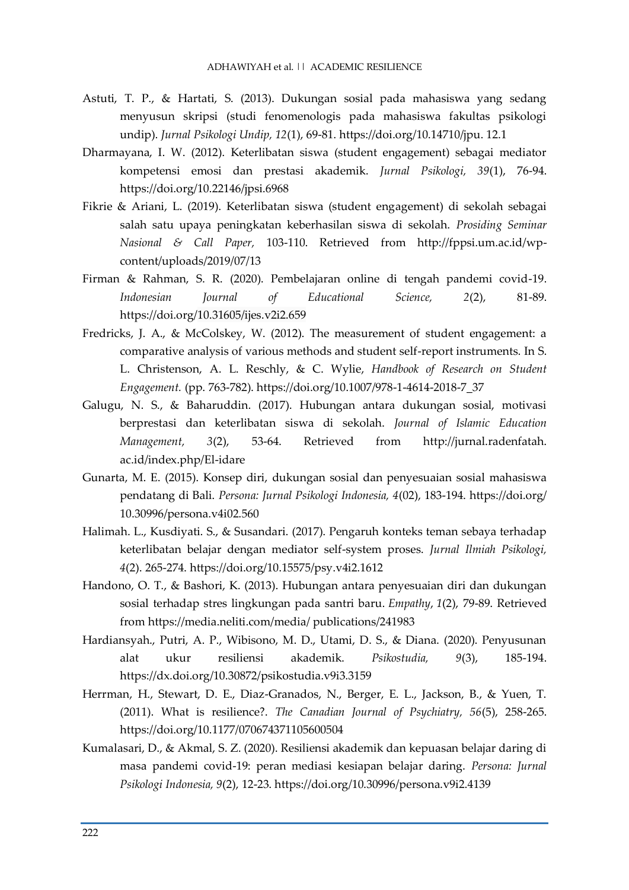Astuti, T. P., & Hartati, S. (2013). Dukungan sosial pada mahasiswa yang sedang menyusun skripsi (studi fenomenologis pada mahasiswa fakultas psikologi undip). *Jurnal Psikologi Undip, 12*(1), 69-81. https://doi.org/10.14710/jpu. 12.1

Dharmayana, I. W. (2012). Keterlibatan siswa (student engagement) sebagai mediator kompetensi emosi dan prestasi akademik. *Jurnal Psikologi, 39*(1), 76-94. https://doi.org/10.22146/jpsi.6968

Fikrie & Ariani, L. (2019). Keterlibatan siswa (student engagement) di sekolah sebagai salah satu upaya peningkatan keberhasilan siswa di sekolah. *Prosiding Seminar Nasional & Call Paper,* 103-110. Retrieved from http://fppsi.um.ac.id/wp-content/uploads/2019/07/13

Firman & Rahman, S. R. (2020). Pembelajaran online di tengah pandemi covid-19. *Indonesian Journal of Educational Science, 2*(2), 81-89. https://doi.org/10.31605/ijes.v2i2.659

Fredricks, J. A., & McColskey, W. (2012). The measurement of student engagement: a comparative analysis of various methods and student self-report instruments. In S. L. Christenson, A. L. Reschly, & C. Wylie, *Handbook of Research on Student Engagement.* (pp. 763-782). https://doi.org/10.1007/978-1-4614-2018-7_37

Galugu, N. S., & Baharuddin. (2017). Hubungan antara dukungan sosial, motivasi berprestasi dan keterlibatan siswa di sekolah. *Journal of Islamic Education Management, 3*(2), 53-64. Retrieved from http://jurnal.radenfatah.ac.id/index.php/El-idare

Gunarta, M. E. (2015). Konsep diri, dukungan sosial dan penyesuaian sosial mahasiswa pendatang di Bali. *Persona: Jurnal Psikologi Indonesia, 4*(02), 183-194. https://doi.org/10.30996/persona.v4i02.560

Halimah. L., Kusdiyati. S., & Susandari. (2017). Pengaruh konteks teman sebaya terhadap keterlibatan belajar dengan mediator self-system proses. *Jurnal Ilmiah Psikologi, 4*(2). 265-274. https://doi.org/10.15575/psy.v4i2.1612

Handono, O. T., & Bashori, K. (2013). Hubungan antara penyesuaian diri dan dukungan sosial terhadap stres lingkungan pada santri baru. *Empathy*, *1*(2), 79-89. Retrieved from https://media.neliti.com/media/ publications/241983

Hardiansyah., Putri, A. P., Wibisono, M. D., Utami, D. S., & Diana. (2020). Penyusunan alat ukur resiliensi akademik. *Psikostudia, 9*(3), 185-194. https://dx.doi.org/10.30872/psikostudia.v9i3.3159

Herrman, H., Stewart, D. E., Diaz-Granados, N., Berger, E. L., Jackson, B., & Yuen, T. (2011). What is resilience?. *The Canadian Journal of Psychiatry, 56*(5), 258-265. https://doi.org/10.1177/070674371105600504

Kumalasari, D., & Akmal, S. Z. (2020). Resiliensi akademik dan kepuasan belajar daring di masa pandemi covid-19: peran mediasi kesiapan belajar daring. *Persona: Jurnal Psikologi Indonesia, 9*(2), 12-23. https://doi.org/10.30996/persona.v9i2.4139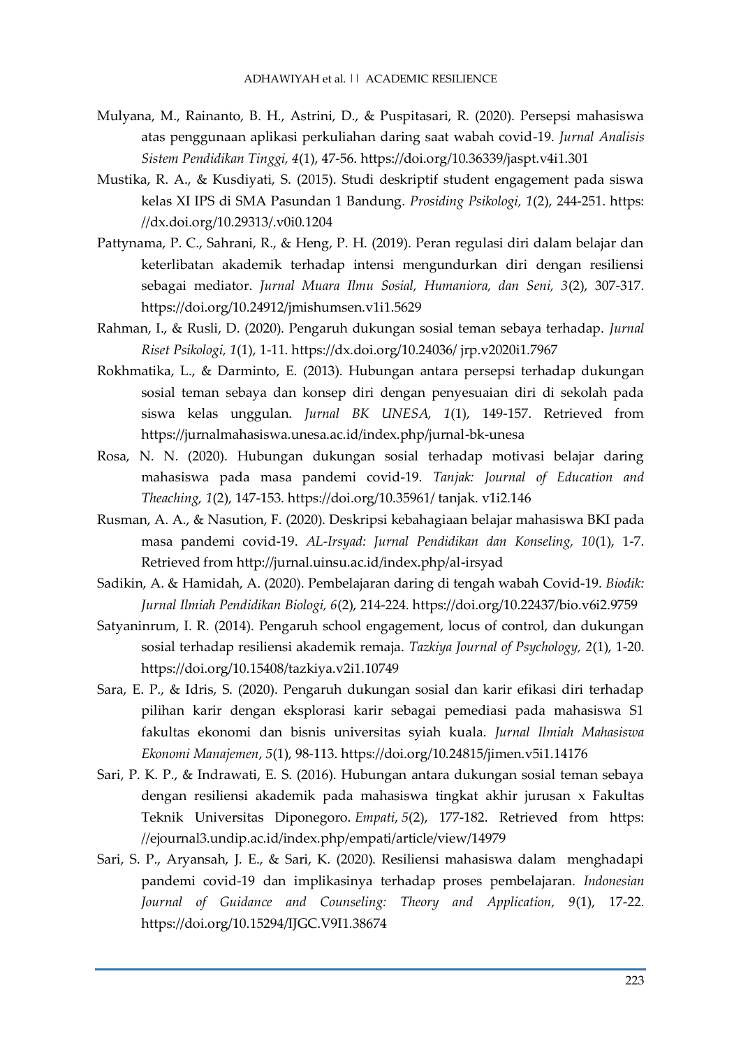Mulyana, M., Rainanto, B. H., Astrini, D., & Puspitasari, R. (2020). Persepsi mahasiswa atas penggunaan aplikasi perkuliahan daring saat wabah covid-19. *Jurnal Analisis Sistem Pendidikan Tinggi, 4*(1), 47-56. https://doi.org/10.36339/jaspt.v4i1.301

Mustika, R. A., & Kusdiyati, S. (2015). Studi deskriptif student engagement pada siswa kelas XI IPS di SMA Pasundan 1 Bandung. *Prosiding Psikologi, 1*(2), 244-251. https://dx.doi.org/10.29313/.v0i0.1204

Pattynama, P. C., Sahrani, R., & Heng, P. H. (2019). Peran regulasi diri dalam belajar dan keterlibatan akademik terhadap intensi mengundurkan diri dengan resiliensi sebagai mediator. *Jurnal Muara Ilmu Sosial, Humaniora, dan Seni, 3*(2), 307-317. https://doi.org/10.24912/jmishumsen.v1i1.5629

Rahman, I., & Rusli, D. (2020). Pengaruh dukungan sosial teman sebaya terhadap. *Jurnal Riset Psikologi, 1*(1), 1-11. https://dx.doi.org/10.24036/ jrp.v2020i1.7967

Rokhmatika, L., & Darminto, E. (2013). Hubungan antara persepsi terhadap dukungan sosial teman sebaya dan konsep diri dengan penyesuaian diri di sekolah pada siswa kelas unggulan. *Jurnal BK UNESA, 1*(1), 149-157. Retrieved from https://jurnalmahasiswa.unesa.ac.id/index.php/jurnal-bk-unesa

Rosa, N. N. (2020). Hubungan dukungan sosial terhadap motivasi belajar daring mahasiswa pada masa pandemi covid-19. *Tanjak: Journal of Education and Theaching, 1*(2), 147-153. https://doi.org/10.35961/ tanjak. v1i2.146

Rusman, A. A., & Nasution, F. (2020). Deskripsi kebahagiaan belajar mahasiswa BKI pada masa pandemi covid-19. *AL-Irsyad: Jurnal Pendidikan dan Konseling, 10*(1), 1-7. Retrieved from http://jurnal.uinsu.ac.id/index.php/al-irsyad

Sadikin, A. & Hamidah, A. (2020). Pembelajaran daring di tengah wabah Covid-19. *Biodik: Jurnal Ilmiah Pendidikan Biologi, 6*(2), 214-224. https://doi.org/10.22437/bio.v6i2.9759

Satyaninrum, I. R. (2014). Pengaruh school engagement, locus of control, dan dukungan sosial terhadap resiliensi akademik remaja. *Tazkiya Journal of Psychology, 2*(1), 1-20. https://doi.org/10.15408/tazkiya.v2i1.10749

Sara, E. P., & Idris, S. (2020). Pengaruh dukungan sosial dan karir efikasi diri terhadap pilihan karir dengan eksplorasi karir sebagai pemediasi pada mahasiswa S1 fakultas ekonomi dan bisnis universitas syiah kuala. *Jurnal Ilmiah Mahasiswa Ekonomi Manajemen*, *5*(1), 98-113. https://doi.org/10.24815/jimen.v5i1.14176

Sari, P. K. P., & Indrawati, E. S. (2016). Hubungan antara dukungan sosial teman sebaya dengan resiliensi akademik pada mahasiswa tingkat akhir jurusan x Fakultas Teknik Universitas Diponegoro. *Empati*, *5*(2), 177-182. Retrieved from https://ejournal3.undip.ac.id/index.php/empati/article/view/14979

Sari, S. P., Aryansah, J. E., & Sari, K. (2020). Resiliensi mahasiswa dalam menghadapi pandemi covid-19 dan implikasinya terhadap proses pembelajaran. *Indonesian Journal of Guidance and Counseling: Theory and Application, 9*(1), 17-22. https://doi.org/10.15294/IJGC.V9I1.38674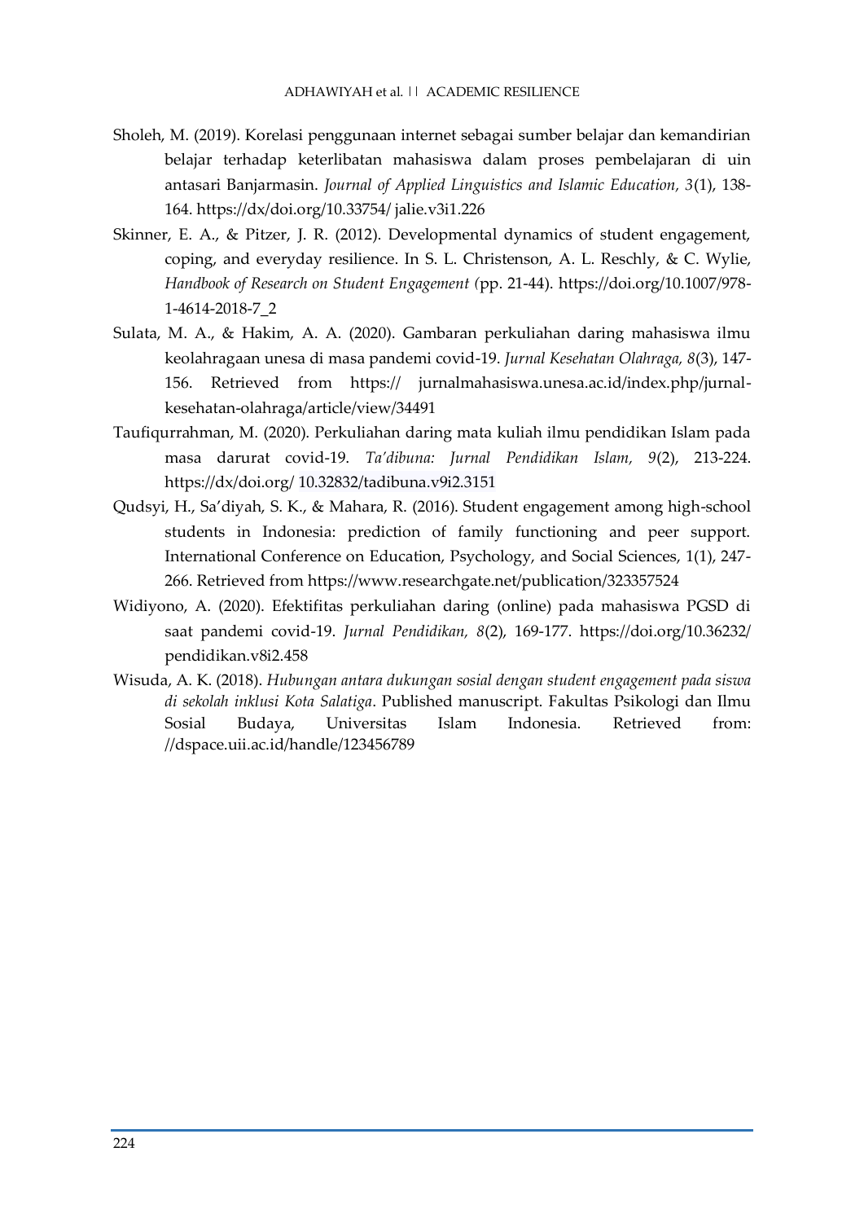Sholeh, M. (2019). Korelasi penggunaan internet sebagai sumber belajar dan kemandirian belajar terhadap keterlibatan mahasiswa dalam proses pembelajaran di uin antasari Banjarmasin. *Journal of Applied Linguistics and Islamic Education, 3*(1), 138-164. https://dx/doi.org/10.33754/ jalie.v3i1.226

Skinner, E. A., & Pitzer, J. R. (2012). Developmental dynamics of student engagement, coping, and everyday resilience. In S. L. Christenson, A. L. Reschly, & C. Wylie, *Handbook of Research on Student Engagement (*pp. 21-44). https://doi.org/10.1007/978-1-4614-2018-7_2

Sulata, M. A., & Hakim, A. A. (2020). Gambaran perkuliahan daring mahasiswa ilmu keolahragaan unesa di masa pandemi covid-19. *Jurnal Kesehatan Olahraga, 8*(3), 147-156. Retrieved from https:// jurnalmahasiswa.unesa.ac.id/index.php/jurnal-kesehatan-olahraga/article/view/34491

Taufiqurrahman, M. (2020). Perkuliahan daring mata kuliah ilmu pendidikan Islam pada masa darurat covid-19. *Ta'dibuna: Jurnal Pendidikan Islam, 9*(2), 213-224. https://dx/doi.org/ 10.32832/tadibuna.v9i2.3151

Qudsyi, H., Sa'diyah, S. K., & Mahara, R. (2016). Student engagement among high-school students in Indonesia: prediction of family functioning and peer support. International Conference on Education, Psychology, and Social Sciences, 1(1), 247-266. Retrieved from https://www.researchgate.net/publication/323357524

Widiyono, A. (2020). Efektifitas perkuliahan daring (online) pada mahasiswa PGSD di saat pandemi covid-19. *Jurnal Pendidikan, 8*(2), 169-177. https://doi.org/10.36232/ pendidikan.v8i2.458

Wisuda, A. K. (2018). *Hubungan antara dukungan sosial dengan student engagement pada siswa di sekolah inklusi Kota Salatiga*. Published manuscript. Fakultas Psikologi dan Ilmu Sosial Budaya, Universitas Islam Indonesia. Retrieved from: //dspace.uii.ac.id/handle/123456789